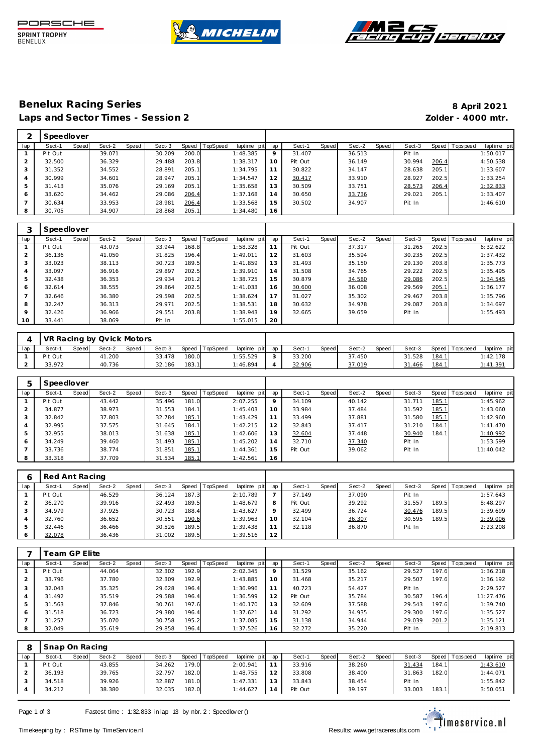# Benelux Racing Series

**8 April 2021**

## Laps and Sector Times - Session 2

**Zolder - 4000 mtr.**

| 2 | Speedlover | | | | | | | | | | | | | | | | | |
|---|---|---|---|---|---|---|---|---|---|---|---|---|---|---|---|---|---|---|
| lap | Sect-1 | Speed | Sect-2 | Speed | Sect-3 | Speed | TopSpeed | laptime pit | lap | Sect-1 | Speed | Sect-2 | Speed | Sect-3 | Speed | Topspeed | laptime pit |
| 1 | Pit Out | | 39.071 | | 30.209 | 200.0 | | 1:48.385 | 9 | 31.407 | | 36.513 | | Pit In | | | 1:50.017 |
| 2 | 32.500 | | 36.329 | | 29.488 | 203.8 | | 1:38.317 | 10 | Pit Out | | 36.149 | | 30.994 | 206.4 | | 4:50.538 |
| 3 | 31.352 | | 34.552 | | 28.891 | 205.1 | | 1:34.795 | 11 | 30.822 | | 34.147 | | 28.638 | 205.1 | | 1:33.607 |
| 4 | 30.999 | | 34.601 | | 28.947 | 205.1 | | 1:34.547 | 12 | 30.417 | | 33.910 | | 28.927 | 202.5 | | 1:33.254 |
| 5 | 31.413 | | 35.076 | | 29.169 | 205.1 | | 1:35.658 | 13 | 30.509 | | 33.751 | | 28.573 | 206.4 | | 1:32.833 |
| 6 | 33.620 | | 34.462 | | 29.086 | 206.4 | | 1:37.168 | 14 | 30.650 | | 33.736 | | 29.021 | 205.1 | | 1:33.407 |
| 7 | 30.634 | | 33.953 | | 28.981 | 206.4 | | 1:33.568 | 15 | 30.502 | | 34.907 | | Pit In | | | 1:46.610 |
| 8 | 30.705 | | 34.907 | | 28.868 | 205.1 | | 1:34.480 | 16 | | | | | | | | |

| 3 | Speedlover | | | | | | | | | | | | | | | | | |
|---|---|---|---|---|---|---|---|---|---|---|---|---|---|---|---|---|---|---|
| lap | Sect-1 | Speed | Sect-2 | Speed | Sect-3 | Speed | TopSpeed | laptime pit | lap | Sect-1 | Speed | Sect-2 | Speed | Sect-3 | Speed | Topspeed | laptime pit |
| 1 | Pit Out | | 43.073 | | 33.944 | 168.8 | | 1:58.328 | 11 | Pit Out | | 37.317 | | 31.265 | 202.5 | | 6:32.622 |
| 2 | 36.136 | | 41.050 | | 31.825 | 196.4 | | 1:49.011 | 12 | 31.603 | | 35.594 | | 30.235 | 202.5 | | 1:37.432 |
| 3 | 33.023 | | 38.113 | | 30.723 | 189.5 | | 1:41.859 | 13 | 31.493 | | 35.150 | | 29.130 | 203.8 | | 1:35.773 |
| 4 | 33.097 | | 36.916 | | 29.897 | 202.5 | | 1:39.910 | 14 | 31.508 | | 34.765 | | 29.222 | 202.5 | | 1:35.495 |
| 5 | 32.438 | | 36.353 | | 29.934 | 201.2 | | 1:38.725 | 15 | 30.879 | | 34.580 | | 29.086 | 202.5 | | 1:34.545 |
| 6 | 32.614 | | 38.555 | | 29.864 | 202.5 | | 1:41.033 | 16 | 30.600 | | 36.008 | | 29.569 | 205.1 | | 1:36.177 |
| 7 | 32.646 | | 36.380 | | 29.598 | 202.5 | | 1:38.624 | 17 | 31.027 | | 35.302 | | 29.467 | 203.8 | | 1:35.796 |
| 8 | 32.247 | | 36.313 | | 29.971 | 202.5 | | 1:38.531 | 18 | 30.632 | | 34.978 | | 29.087 | 203.8 | | 1:34.697 |
| 9 | 32.426 | | 36.966 | | 29.551 | 203.8 | | 1:38.943 | 19 | 32.665 | | 39.659 | | Pit In | | | 1:55.493 |
| 10 | 33.441 | | 38.069 | | Pit In | | | 1:55.015 | 20 | | | | | | | | |

| 4 | VR Racing by Qvick Motors | | | | | | | | | | | | | | | | | |
|---|---|---|---|---|---|---|---|---|---|---|---|---|---|---|---|---|---|---|
| lap | Sect-1 | Speed | Sect-2 | Speed | Sect-3 | Speed | TopSpeed | laptime pit | lap | Sect-1 | Speed | Sect-2 | Speed | Sect-3 | Speed | Topspeed | laptime pit |
| 1 | Pit Out | | 41.200 | | 33.478 | 180.0 | | 1:55.529 | 3 | 33.200 | | 37.450 | | 31.528 | 184.1 | | 1:42.178 |
| 2 | 33.972 | | 40.736 | | 32.186 | 183.1 | | 1:46.894 | 4 | 32.906 | | 37.019 | | 31.466 | 184.1 | | 1:41.391 |

| 5 | Speedlover | | | | | | | | | | | | | | | | | |
|---|---|---|---|---|---|---|---|---|---|---|---|---|---|---|---|---|---|---|
| lap | Sect-1 | Speed | Sect-2 | Speed | Sect-3 | Speed | TopSpeed | laptime pit | lap | Sect-1 | Speed | Sect-2 | Speed | Sect-3 | Speed | Topspeed | laptime pit |
| 1 | Pit Out | | 43.442 | | 35.496 | 181.0 | | 2:07.255 | 9 | 34.109 | | 40.142 | | 31.711 | 185.1 | | 1:45.962 |
| 2 | 34.877 | | 38.973 | | 31.553 | 184.1 | | 1:45.403 | 10 | 33.984 | | 37.484 | | 31.592 | 185.1 | | 1:43.060 |
| 3 | 32.842 | | 37.803 | | 32.784 | 185.1 | | 1:43.429 | 11 | 33.499 | | 37.881 | | 31.580 | 185.1 | | 1:42.960 |
| 4 | 32.995 | | 37.575 | | 31.645 | 184.1 | | 1:42.215 | 12 | 32.843 | | 37.417 | | 31.210 | 184.1 | | 1:41.470 |
| 5 | 32.955 | | 38.013 | | 31.638 | 185.1 | | 1:42.606 | 13 | 32.604 | | 37.448 | | 30.940 | 184.1 | | 1:40.992 |
| 6 | 34.249 | | 39.460 | | 31.493 | 185.1 | | 1:45.202 | 14 | 32.710 | | 37.340 | | Pit In | | | 1:53.599 |
| 7 | 33.736 | | 38.774 | | 31.851 | 185.1 | | 1:44.361 | 15 | Pit Out | | 39.062 | | Pit In | | | 11:40.042 |
| 8 | 33.318 | | 37.709 | | 31.534 | 185.1 | | 1:42.561 | 16 | | | | | | | | |

| 6 | Red Ant Racing | | | | | | | | | | | | | | | | | |
|---|---|---|---|---|---|---|---|---|---|---|---|---|---|---|---|---|---|---|
| lap | Sect-1 | Speed | Sect-2 | Speed | Sect-3 | Speed | TopSpeed | laptime pit | lap | Sect-1 | Speed | Sect-2 | Speed | Sect-3 | Speed | Topspeed | laptime pit |
| 1 | Pit Out | | 46.529 | | 36.124 | 187.3 | | 2:10.789 | 7 | 37.149 | | 37.090 | | Pit In | | | 1:57.643 |
| 2 | 36.270 | | 39.916 | | 32.493 | 189.5 | | 1:48.679 | 8 | Pit Out | | 39.292 | | 31.557 | 189.5 | | 8:48.297 |
| 3 | 34.979 | | 37.925 | | 30.723 | 188.4 | | 1:43.627 | 9 | 32.499 | | 36.724 | | 30.476 | 189.5 | | 1:39.699 |
| 4 | 32.760 | | 36.652 | | 30.551 | 190.6 | | 1:39.963 | 10 | 32.104 | | 36.307 | | 30.595 | 189.5 | | 1:39.006 |
| 5 | 32.446 | | 36.466 | | 30.526 | 189.5 | | 1:39.438 | 11 | 32.118 | | 36.870 | | Pit In | | | 2:23.208 |
| 6 | 32.078 | | 36.436 | | 31.002 | 189.5 | | 1:39.516 | 12 | | | | | | | | |

| 7 | Team GP Elite | | | | | | | | | | | | | | | | | |
|---|---|---|---|---|---|---|---|---|---|---|---|---|---|---|---|---|---|---|
| lap | Sect-1 | Speed | Sect-2 | Speed | Sect-3 | Speed | TopSpeed | laptime pit | lap | Sect-1 | Speed | Sect-2 | Speed | Sect-3 | Speed | Topspeed | laptime pit |
| 1 | Pit Out | | 44.064 | | 32.302 | 192.9 | | 2:02.345 | 9 | 31.529 | | 35.162 | | 29.527 | 197.6 | | 1:36.218 |
| 2 | 33.796 | | 37.780 | | 32.309 | 192.9 | | 1:43.885 | 10 | 31.468 | | 35.217 | | 29.507 | 197.6 | | 1:36.192 |
| 3 | 32.043 | | 35.325 | | 29.628 | 196.4 | | 1:36.996 | 11 | 40.723 | | 54.427 | | Pit In | | | 2:29.527 |
| 4 | 31.492 | | 35.519 | | 29.588 | 196.4 | | 1:36.599 | 12 | Pit Out | | 35.784 | | 30.587 | 196.4 | | 11:27.476 |
| 5 | 31.563 | | 37.846 | | 30.761 | 197.6 | | 1:40.170 | 13 | 32.609 | | 37.588 | | 29.543 | 197.6 | | 1:39.740 |
| 6 | 31.518 | | 36.723 | | 29.380 | 196.4 | | 1:37.621 | 14 | 31.292 | | 34.935 | | 29.300 | 197.6 | | 1:35.527 |
| 7 | 31.257 | | 35.070 | | 30.758 | 195.2 | | 1:37.085 | 15 | 31.138 | | 34.944 | | 29.039 | 201.2 | | 1:35.121 |
| 8 | 32.049 | | 35.619 | | 29.858 | 196.4 | | 1:37.526 | 16 | 32.272 | | 35.220 | | Pit In | | | 2:19.813 |

| 8 | Snap On Racing | | | | | | | | | | | | | | | | | |
|---|---|---|---|---|---|---|---|---|---|---|---|---|---|---|---|---|---|---|
| lap | Sect-1 | Speed | Sect-2 | Speed | Sect-3 | Speed | TopSpeed | laptime pit | lap | Sect-1 | Speed | Sect-2 | Speed | Sect-3 | Speed | Topspeed | laptime pit |
| 1 | Pit Out | | 43.855 | | 34.262 | 179.0 | | 2:00.941 | 11 | 33.916 | | 38.260 | | 31.434 | 184.1 | | 1:43.610 |
| 2 | 36.193 | | 39.765 | | 32.797 | 182.0 | | 1:48.755 | 12 | 33.808 | | 38.400 | | 31.863 | 182.0 | | 1:44.071 |
| 3 | 34.518 | | 39.926 | | 32.887 | 181.0 | | 1:47.331 | 13 | 33.843 | | 38.454 | | Pit In | | | 1:55.842 |
| 4 | 34.212 | | 38.380 | | 32.035 | 182.0 | | 1:44.627 | 14 | Pit Out | | 39.197 | | 33.003 | 183.1 | | 3:50.051 |

Fastest time : 1:32.833 in lap 13 by nbr. 2 : Speedlover ()

Timekeeping by : RSTime by TimeService.nl

Results: www.getraceresults.com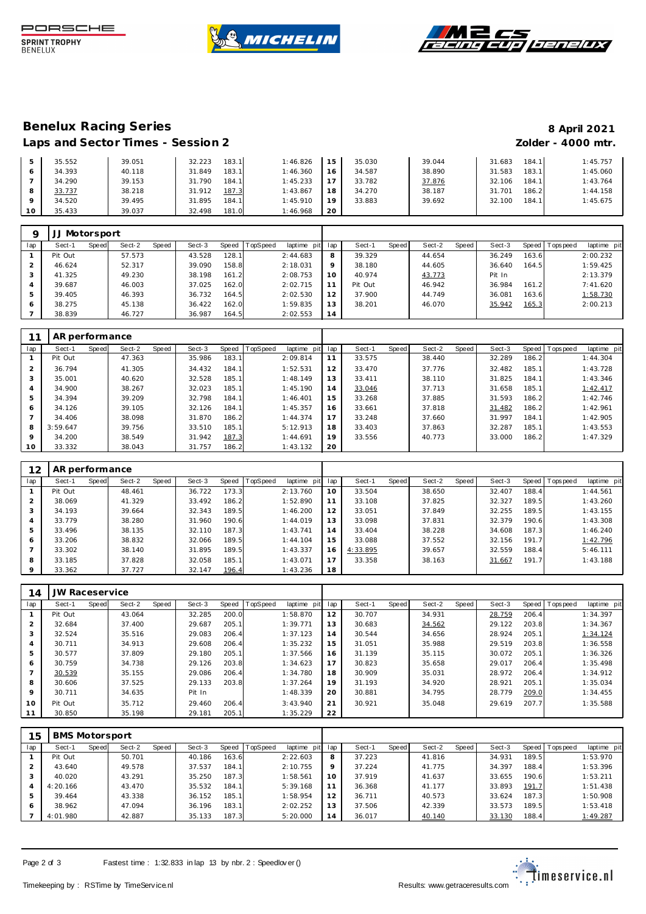## Benelux Racing Series

8 April 2021

### Laps and Sector Times - Session 2

Zolder - 4000 mtr.

| lap | Sect-1 | Speed | Sect-2 | Speed | Sect-3 | Speed | TopSpeed | laptime pit | lap | Sect-1 | Speed | Sect-2 | Speed | Sect-3 | Speed | Topspeed | laptime pit |
|---|---|---|---|---|---|---|---|---|---|---|---|---|---|---|---|---|---|
| 5 | 35.552 | | 39.051 | | 32.223 | 183.1 | | 1:46.826 | 15 | 35.030 | | 39.044 | | 31.683 | 184.1 | | 1:45.757 |
| 6 | 34.393 | | 40.118 | | 31.849 | 183.1 | | 1:46.360 | 16 | 34.587 | | 38.890 | | 31.583 | 183.1 | | 1:45.060 |
| 7 | 34.290 | | 39.153 | | 31.790 | 184.1 | | 1:45.233 | 17 | 33.782 | | 37.876 | | 32.106 | 184.1 | | 1:43.764 |
| 8 | 33.737 | | 38.218 | | 31.912 | 187.3 | | 1:43.867 | 18 | 34.270 | | 38.187 | | 31.701 | 186.2 | | 1:44.158 |
| 9 | 34.520 | | 39.495 | | 31.895 | 184.1 | | 1:45.910 | 19 | 33.883 | | 39.692 | | 32.100 | 184.1 | | 1:45.675 |
| 10 | 35.433 | | 39.037 | | 32.498 | 181.0 | | 1:46.968 | 20 | | | | | | | | |

**9 JJ Motorsport**

| lap | Sect-1 | Speed | Sect-2 | Speed | Sect-3 | Speed | TopSpeed | laptime pit | lap | Sect-1 | Speed | Sect-2 | Speed | Sect-3 | Speed | Topspeed | laptime pit |
|---|---|---|---|---|---|---|---|---|---|---|---|---|---|---|---|---|---|
| 1 | Pit Out | | 57.573 | | 43.528 | 128.1 | | 2:44.683 | 8 | 39.329 | | 44.654 | | 36.249 | 163.6 | | 2:00.232 |
| 2 | 46.624 | | 52.317 | | 39.090 | 158.8 | | 2:18.031 | 9 | 38.180 | | 44.605 | | 36.640 | 164.5 | | 1:59.425 |
| 3 | 41.325 | | 49.230 | | 38.198 | 161.2 | | 2:08.753 | 10 | 40.974 | | 43.773 | | Pit In | | | 2:13.379 |
| 4 | 39.687 | | 46.003 | | 37.025 | 162.0 | | 2:02.715 | 11 | Pit Out | | 46.942 | | 36.984 | 161.2 | | 7:41.620 |
| 5 | 39.405 | | 46.393 | | 36.732 | 164.5 | | 2:02.530 | 12 | 37.900 | | 44.749 | | 36.081 | 163.6 | | 1:58.730 |
| 6 | 38.275 | | 45.138 | | 36.422 | 162.0 | | 1:59.835 | 13 | 38.201 | | 46.070 | | 35.942 | 165.3 | | 2:00.213 |
| 7 | 38.839 | | 46.727 | | 36.987 | 164.5 | | 2:02.553 | 14 | | | | | | | | |

**11 AR performance**

| lap | Sect-1 | Speed | Sect-2 | Speed | Sect-3 | Speed | TopSpeed | laptime pit | lap | Sect-1 | Speed | Sect-2 | Speed | Sect-3 | Speed | Topspeed | laptime pit |
|---|---|---|---|---|---|---|---|---|---|---|---|---|---|---|---|---|---|
| 1 | Pit Out | | 47.363 | | 35.986 | 183.1 | | 2:09.814 | 11 | 33.575 | | 38.440 | | 32.289 | 186.2 | | 1:44.304 |
| 2 | 36.794 | | 41.305 | | 34.432 | 184.1 | | 1:52.531 | 12 | 33.470 | | 37.776 | | 32.482 | 185.1 | | 1:43.728 |
| 3 | 35.001 | | 40.620 | | 32.528 | 185.1 | | 1:48.149 | 13 | 33.411 | | 38.110 | | 31.825 | 184.1 | | 1:43.346 |
| 4 | 34.900 | | 38.267 | | 32.023 | 185.1 | | 1:45.190 | 14 | 33.046 | | 37.713 | | 31.658 | 185.1 | | 1:42.417 |
| 5 | 34.394 | | 39.209 | | 32.798 | 184.1 | | 1:46.401 | 15 | 33.268 | | 37.885 | | 31.593 | 186.2 | | 1:42.746 |
| 6 | 34.126 | | 39.105 | | 32.126 | 184.1 | | 1:45.357 | 16 | 33.661 | | 37.818 | | 31.482 | 186.2 | | 1:42.961 |
| 7 | 34.406 | | 38.098 | | 31.870 | 186.2 | | 1:44.374 | 17 | 33.248 | | 37.660 | | 31.997 | 184.1 | | 1:42.905 |
| 8 | 3:59.647 | | 39.756 | | 33.510 | 185.1 | | 5:12.913 | 18 | 33.403 | | 37.863 | | 32.287 | 185.1 | | 1:43.553 |
| 9 | 34.200 | | 38.549 | | 31.942 | 187.3 | | 1:44.691 | 19 | 33.556 | | 40.773 | | 33.000 | 186.2 | | 1:47.329 |
| 10 | 33.332 | | 38.043 | | 31.757 | 186.2 | | 1:43.132 | 20 | | | | | | | | |

**12 AR performance**

| lap | Sect-1 | Speed | Sect-2 | Speed | Sect-3 | Speed | TopSpeed | laptime pit | lap | Sect-1 | Speed | Sect-2 | Speed | Sect-3 | Speed | Topspeed | laptime pit |
|---|---|---|---|---|---|---|---|---|---|---|---|---|---|---|---|---|---|
| 1 | Pit Out | | 48.461 | | 36.722 | 173.3 | | 2:13.760 | 10 | 33.504 | | 38.650 | | 32.407 | 188.4 | | 1:44.561 |
| 2 | 38.069 | | 41.329 | | 33.492 | 186.2 | | 1:52.890 | 11 | 33.108 | | 37.825 | | 32.327 | 189.5 | | 1:43.260 |
| 3 | 34.193 | | 39.664 | | 32.343 | 189.5 | | 1:46.200 | 12 | 33.051 | | 37.849 | | 32.255 | 189.5 | | 1:43.155 |
| 4 | 33.779 | | 38.280 | | 31.960 | 190.6 | | 1:44.019 | 13 | 33.098 | | 37.831 | | 32.379 | 190.6 | | 1:43.308 |
| 5 | 33.496 | | 38.135 | | 32.110 | 187.3 | | 1:43.741 | 14 | 33.404 | | 38.228 | | 34.608 | 187.3 | | 1:46.240 |
| 6 | 33.206 | | 38.832 | | 32.066 | 189.5 | | 1:44.104 | 15 | 33.088 | | 37.552 | | 32.156 | 191.7 | | 1:42.796 |
| 7 | 33.302 | | 38.140 | | 31.895 | 189.5 | | 1:43.337 | 16 | 4:33.895 | | 39.657 | | 32.559 | 188.4 | | 5:46.111 |
| 8 | 33.185 | | 37.828 | | 32.058 | 185.1 | | 1:43.071 | 17 | 33.358 | | 38.163 | | 31.667 | 191.7 | | 1:43.188 |
| 9 | 33.362 | | 37.727 | | 32.147 | 196.4 | | 1:43.236 | 18 | | | | | | | | |

**14 JW Raceservice**

| lap | Sect-1 | Speed | Sect-2 | Speed | Sect-3 | Speed | TopSpeed | laptime pit | lap | Sect-1 | Speed | Sect-2 | Speed | Sect-3 | Speed | Topspeed | laptime pit |
|---|---|---|---|---|---|---|---|---|---|---|---|---|---|---|---|---|---|
| 1 | Pit Out | | 43.064 | | 32.285 | 200.0 | | 1:58.870 | 12 | 30.707 | | 34.931 | | 28.759 | 206.4 | | 1:34.397 |
| 2 | 32.684 | | 37.400 | | 29.687 | 205.1 | | 1:39.771 | 13 | 30.683 | | 34.562 | | 29.122 | 203.8 | | 1:34.367 |
| 3 | 32.524 | | 35.516 | | 29.083 | 206.4 | | 1:37.123 | 14 | 30.544 | | 34.656 | | 28.924 | 205.1 | | 1:34.124 |
| 4 | 30.711 | | 34.913 | | 29.608 | 206.4 | | 1:35.232 | 15 | 31.051 | | 35.988 | | 29.519 | 203.8 | | 1:36.558 |
| 5 | 30.577 | | 37.809 | | 29.180 | 205.1 | | 1:37.566 | 16 | 31.139 | | 35.115 | | 30.072 | 205.1 | | 1:36.326 |
| 6 | 30.759 | | 34.738 | | 29.126 | 203.8 | | 1:34.623 | 17 | 30.823 | | 35.658 | | 29.017 | 206.4 | | 1:35.498 |
| 7 | 30.539 | | 35.155 | | 29.086 | 206.4 | | 1:34.780 | 18 | 30.909 | | 35.031 | | 28.972 | 206.4 | | 1:34.912 |
| 8 | 30.606 | | 37.525 | | 29.133 | 203.8 | | 1:37.264 | 19 | 31.193 | | 34.920 | | 28.921 | 205.1 | | 1:35.034 |
| 9 | 30.711 | | 34.635 | | Pit In | | | 1:48.339 | 20 | 30.881 | | 34.795 | | 28.779 | 209.0 | | 1:34.455 |
| 10 | Pit Out | | 35.712 | | 29.460 | 206.4 | | 3:43.940 | 21 | 30.921 | | 35.048 | | 29.619 | 207.7 | | 1:35.588 |
| 11 | 30.850 | | 35.198 | | 29.181 | 205.1 | | 1:35.229 | 22 | | | | | | | | |

**15 BMS Motorsport**

| lap | Sect-1 | Speed | Sect-2 | Speed | Sect-3 | Speed | TopSpeed | laptime pit | lap | Sect-1 | Speed | Sect-2 | Speed | Sect-3 | Speed | Topspeed | laptime pit |
|---|---|---|---|---|---|---|---|---|---|---|---|---|---|---|---|---|---|
| 1 | Pit Out | | 50.701 | | 40.186 | 163.6 | | 2:22.603 | 8 | 37.223 | | 41.816 | | 34.931 | 189.5 | | 1:53.970 |
| 2 | 43.640 | | 49.578 | | 37.537 | 184.1 | | 2:10.755 | 9 | 37.224 | | 41.775 | | 34.397 | 188.4 | | 1:53.396 |
| 3 | 40.020 | | 43.291 | | 35.250 | 187.3 | | 1:58.561 | 10 | 37.919 | | 41.637 | | 33.655 | 190.6 | | 1:53.211 |
| 4 | 4:20.166 | | 43.470 | | 35.532 | 184.1 | | 5:39.168 | 11 | 36.368 | | 41.177 | | 33.893 | 191.7 | | 1:51.438 |
| 5 | 39.464 | | 43.338 | | 36.152 | 185.1 | | 1:58.954 | 12 | 36.711 | | 40.573 | | 33.624 | 187.3 | | 1:50.908 |
| 6 | 38.962 | | 47.094 | | 36.196 | 183.1 | | 2:02.252 | 13 | 37.506 | | 42.339 | | 33.573 | 189.5 | | 1:53.418 |
| 7 | 4:01.980 | | 42.887 | | 35.133 | 187.3 | | 5:20.000 | 14 | 36.017 | | 40.140 | | 33.130 | 188.4 | | 1:49.287 |

Fastest time : 1:32.833 in lap 13 by nbr. 2 : Speedlover ()

Timekeeping by : RSTime by TimeService.nl

Results: www.getraceresults.com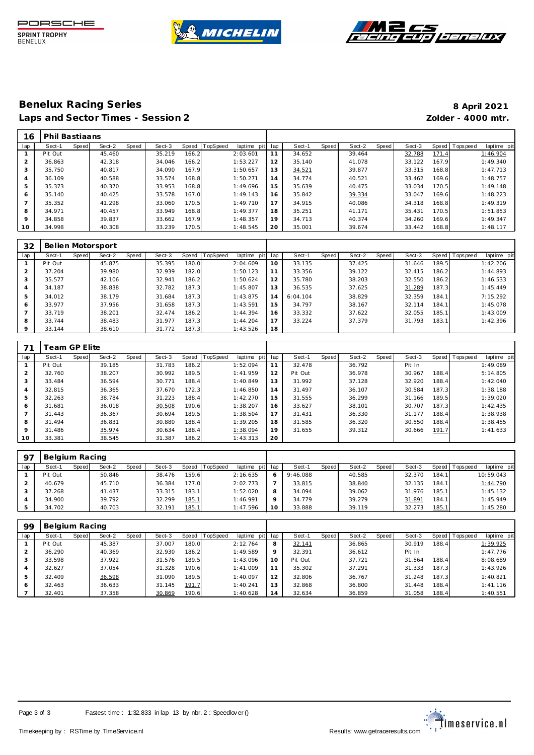# Benelux Racing Series

**8 April 2021**

**Laps and Sector Times - Session 2**

**Zolder - 4000 mtr.**

| 16 | Phil Bastiaans | | | | | | | | | | | | | | | | |
|---|---|---|---|---|---|---|---|---|---|---|---|---|---|---|---|---|---|
| lap | Sect-1 | Speed | Sect-2 | Speed | Sect-3 | Speed | TopSpeed | laptime pit | lap | Sect-1 | Speed | Sect-2 | Speed | Sect-3 | Speed | Topspeed | laptime pit |
| 1 | Pit Out | | 45.460 | | 35.219 | 166.2 | | 2:03.601 | 11 | 34.652 | | 39.464 | | 32.788 | 171.4 | | 1:46.904 |
| 2 | 36.863 | | 42.318 | | 34.046 | 166.2 | | 1:53.227 | 12 | 35.140 | | 41.078 | | 33.122 | 167.9 | | 1:49.340 |
| 3 | 35.750 | | 40.817 | | 34.090 | 167.9 | | 1:50.657 | 13 | 34.521 | | 39.877 | | 33.315 | 168.8 | | 1:47.713 |
| 4 | 36.109 | | 40.588 | | 33.574 | 168.8 | | 1:50.271 | 14 | 34.774 | | 40.521 | | 33.462 | 169.6 | | 1:48.757 |
| 5 | 35.373 | | 40.370 | | 33.953 | 168.8 | | 1:49.696 | 15 | 35.639 | | 40.475 | | 33.034 | 170.5 | | 1:49.148 |
| 6 | 35.140 | | 40.425 | | 33.578 | 167.0 | | 1:49.143 | 16 | 35.842 | | 39.334 | | 33.047 | 169.6 | | 1:48.223 |
| 7 | 35.352 | | 41.298 | | 33.060 | 170.5 | | 1:49.710 | 17 | 34.915 | | 40.086 | | 34.318 | 168.8 | | 1:49.319 |
| 8 | 34.971 | | 40.457 | | 33.949 | 168.8 | | 1:49.377 | 18 | 35.251 | | 41.171 | | 35.431 | 170.5 | | 1:51.853 |
| 9 | 34.858 | | 39.837 | | 33.662 | 167.9 | | 1:48.357 | 19 | 34.713 | | 40.374 | | 34.260 | 169.6 | | 1:49.347 |
| 10 | 34.998 | | 40.308 | | 33.239 | 170.5 | | 1:48.545 | 20 | 35.001 | | 39.674 | | 33.442 | 168.8 | | 1:48.117 |

| 32 | Belien Motorsport | | | | | | | | | | | | | | | | |
|---|---|---|---|---|---|---|---|---|---|---|---|---|---|---|---|---|---|
| lap | Sect-1 | Speed | Sect-2 | Speed | Sect-3 | Speed | TopSpeed | laptime pit | lap | Sect-1 | Speed | Sect-2 | Speed | Sect-3 | Speed | Topspeed | laptime pit |
| 1 | Pit Out | | 45.875 | | 35.395 | 180.0 | | 2:04.609 | 10 | 33.135 | | 37.425 | | 31.646 | 189.5 | | 1:42.206 |
| 2 | 37.204 | | 39.980 | | 32.939 | 182.0 | | 1:50.123 | 11 | 33.356 | | 39.122 | | 32.415 | 186.2 | | 1:44.893 |
| 3 | 35.577 | | 42.106 | | 32.941 | 186.2 | | 1:50.624 | 12 | 35.780 | | 38.203 | | 32.550 | 186.2 | | 1:46.533 |
| 4 | 34.187 | | 38.838 | | 32.782 | 187.3 | | 1:45.807 | 13 | 36.535 | | 37.625 | | 31.289 | 187.3 | | 1:45.449 |
| 5 | 34.012 | | 38.179 | | 31.684 | 187.3 | | 1:43.875 | 14 | 6:04.104 | | 38.829 | | 32.359 | 184.1 | | 7:15.292 |
| 6 | 33.977 | | 37.956 | | 31.658 | 187.3 | | 1:43.591 | 15 | 34.797 | | 38.167 | | 32.114 | 184.1 | | 1:45.078 |
| 7 | 33.719 | | 38.201 | | 32.474 | 186.2 | | 1:44.394 | 16 | 33.332 | | 37.622 | | 32.055 | 185.1 | | 1:43.009 |
| 8 | 33.744 | | 38.483 | | 31.977 | 187.3 | | 1:44.204 | 17 | 33.224 | | 37.379 | | 31.793 | 183.1 | | 1:42.396 |
| 9 | 33.144 | | 38.610 | | 31.772 | 187.3 | | 1:43.526 | 18 | | | | | | | | |

| 71 | Team GP Elite | | | | | | | | | | | | | | | | |
|---|---|---|---|---|---|---|---|---|---|---|---|---|---|---|---|---|---|
| lap | Sect-1 | Speed | Sect-2 | Speed | Sect-3 | Speed | TopSpeed | laptime pit | lap | Sect-1 | Speed | Sect-2 | Speed | Sect-3 | Speed | Topspeed | laptime pit |
| 1 | Pit Out | | 39.185 | | 31.783 | 186.2 | | 1:52.094 | 11 | 32.478 | | 36.792 | | Pit In | | | 1:49.089 |
| 2 | 32.760 | | 38.207 | | 30.992 | 189.5 | | 1:41.959 | 12 | Pit Out | | 36.978 | | 30.967 | 188.4 | | 5:14.805 |
| 3 | 33.484 | | 36.594 | | 30.771 | 188.4 | | 1:40.849 | 13 | 31.992 | | 37.128 | | 32.920 | 188.4 | | 1:42.040 |
| 4 | 32.815 | | 36.365 | | 37.670 | 172.3 | | 1:46.850 | 14 | 31.497 | | 36.107 | | 30.584 | 187.3 | | 1:38.188 |
| 5 | 32.263 | | 38.784 | | 31.223 | 188.4 | | 1:42.270 | 15 | 31.555 | | 36.299 | | 31.166 | 189.5 | | 1:39.020 |
| 6 | 31.681 | | 36.018 | | 30.508 | 190.6 | | 1:38.207 | 16 | 33.627 | | 38.101 | | 30.707 | 187.3 | | 1:42.435 |
| 7 | 31.443 | | 36.367 | | 30.694 | 189.5 | | 1:38.504 | 17 | 31.431 | | 36.330 | | 31.177 | 188.4 | | 1:38.938 |
| 8 | 31.494 | | 36.831 | | 30.880 | 188.4 | | 1:39.205 | 18 | 31.585 | | 36.320 | | 30.550 | 188.4 | | 1:38.455 |
| 9 | 31.486 | | 35.974 | | 30.634 | 188.4 | | 1:38.094 | 19 | 31.655 | | 39.312 | | 30.666 | 191.7 | | 1:41.633 |
| 10 | 33.381 | | 38.545 | | 31.387 | 186.2 | | 1:43.313 | 20 | | | | | | | | |

| 97 | Belgium Racing | | | | | | | | | | | | | | | | |
|---|---|---|---|---|---|---|---|---|---|---|---|---|---|---|---|---|---|
| lap | Sect-1 | Speed | Sect-2 | Speed | Sect-3 | Speed | TopSpeed | laptime pit | lap | Sect-1 | Speed | Sect-2 | Speed | Sect-3 | Speed | Topspeed | laptime pit |
| 1 | Pit Out | | 50.846 | | 38.476 | 159.6 | | 2:16.635 | 6 | 9:46.088 | | 40.585 | | 32.370 | 184.1 | | 10:59.043 |
| 2 | 40.679 | | 45.710 | | 36.384 | 177.0 | | 2:02.773 | 7 | 33.815 | | 38.840 | | 32.135 | 184.1 | | 1:44.790 |
| 3 | 37.268 | | 41.437 | | 33.315 | 183.1 | | 1:52.020 | 8 | 34.094 | | 39.062 | | 31.976 | 185.1 | | 1:45.132 |
| 4 | 34.900 | | 39.792 | | 32.299 | 185.1 | | 1:46.991 | 9 | 34.779 | | 39.279 | | 31.891 | 184.1 | | 1:45.949 |
| 5 | 34.702 | | 40.703 | | 32.191 | 185.1 | | 1:47.596 | 10 | 33.888 | | 39.119 | | 32.273 | 185.1 | | 1:45.280 |

| 99 | Belgium Racing | | | | | | | | | | | | | | | | |
|---|---|---|---|---|---|---|---|---|---|---|---|---|---|---|---|---|---|
| lap | Sect-1 | Speed | Sect-2 | Speed | Sect-3 | Speed | TopSpeed | laptime pit | lap | Sect-1 | Speed | Sect-2 | Speed | Sect-3 | Speed | Topspeed | laptime pit |
| 1 | Pit Out | | 45.387 | | 37.007 | 180.0 | | 2:12.764 | 8 | 32.141 | | 36.865 | | 30.919 | 188.4 | | 1:39.925 |
| 2 | 36.290 | | 40.369 | | 32.930 | 186.2 | | 1:49.589 | 9 | 32.391 | | 36.612 | | Pit In | | | 1:47.776 |
| 3 | 33.598 | | 37.922 | | 31.576 | 189.5 | | 1:43.096 | 10 | Pit Out | | 37.721 | | 31.564 | 188.4 | | 8:08.689 |
| 4 | 32.627 | | 37.054 | | 31.328 | 190.6 | | 1:41.009 | 11 | 35.302 | | 37.291 | | 31.333 | 187.3 | | 1:43.926 |
| 5 | 32.409 | | 36.598 | | 31.090 | 189.5 | | 1:40.097 | 12 | 32.806 | | 36.767 | | 31.248 | 187.3 | | 1:40.821 |
| 6 | 32.463 | | 36.633 | | 31.145 | 191.7 | | 1:40.241 | 13 | 32.868 | | 36.800 | | 31.448 | 188.4 | | 1:41.116 |
| 7 | 32.401 | | 37.358 | | 30.869 | 190.6 | | 1:40.628 | 14 | 32.634 | | 36.859 | | 31.058 | 188.4 | | 1:40.551 |

Fastest time : 1:32.833 in lap 13 by nbr. 2 : Speedlover ()

Timekeeping by : RSTime by TimeService.nl

Results: www.getraceresults.com